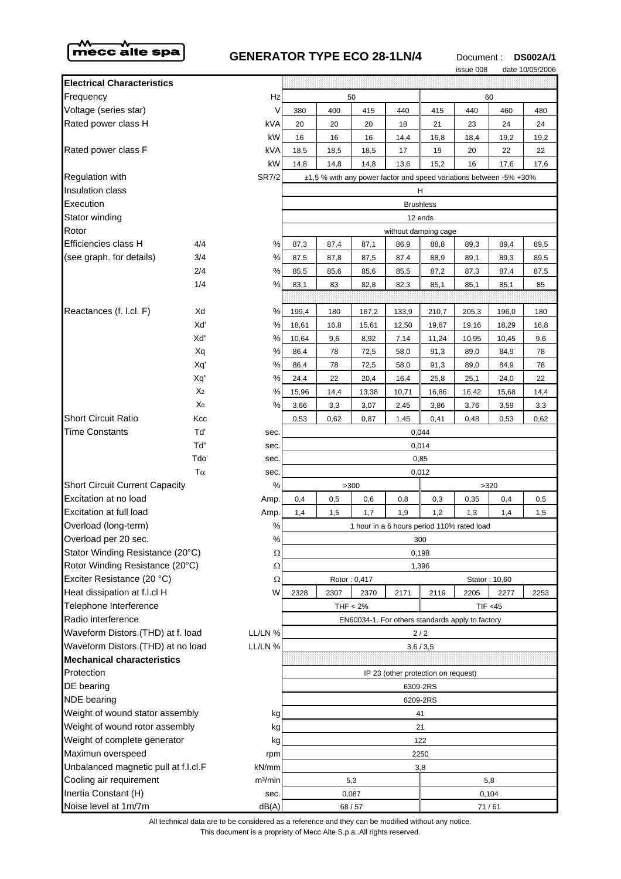mecc alte spa

# GENERATOR TYPE ECO 28-1LN/4

Document : **DS002A/1**

issue 008 date 10/05/2006

| **Electrical Characteristics** | | | | | | | | | | |
|---|---|---|---|---|---|---|---|---|---|---|
| Frequency | | Hz | 50 | | | | 60 | | | |
| Voltage (series star) | | V | 380 | 400 | 415 | 440 | 415 | 440 | 460 | 480 |
| Rated power class H | | kVA | 20 | 20 | 20 | 18 | 21 | 23 | 24 | 24 |
| | | kW | 16 | 16 | 16 | 14,4 | 16,8 | 18,4 | 19,2 | 19,2 |
| Rated power class F | | kVA | 18,5 | 18,5 | 18,5 | 17 | 19 | 20 | 22 | 22 |
| | | kW | 14,8 | 14,8 | 14,8 | 13,6 | 15,2 | 16 | 17,6 | 17,6 |
| Regulation with | | SR7/2 | ±1,5 % with any power factor and speed variations between -5% +30% | | | | | | | |
| Insulation class | | | H | | | | | | | |
| Execution | | | Brushless | | | | | | | |
| Stator winding | | | 12 ends | | | | | | | |
| Rotor | | | without damping cage | | | | | | | |
| Efficiencies class H | 4/4 | % | 87,3 | 87,4 | 87,1 | 86,9 | 88,8 | 89,3 | 89,4 | 89,5 |
| (see graph. for details) | 3/4 | % | 87,5 | 87,8 | 87,5 | 87,4 | 88,9 | 89,1 | 89,3 | 89,5 |
| | 2/4 | % | 85,5 | 85,6 | 85,6 | 85,5 | 87,2 | 87,3 | 87,4 | 87,5 |
| | 1/4 | % | 83,1 | 83 | 82,8 | 82,3 | 85,1 | 85,1 | 85,1 | 85 |
| Reactances (f. l.cl. F) | Xd | % | 199,4 | 180 | 167,2 | 133,9 | 210,7 | 205,3 | 196,0 | 180 |
| | Xd' | % | 18,61 | 16,8 | 15,61 | 12,50 | 19,67 | 19,16 | 18,29 | 16,8 |
| | Xd'' | % | 10,64 | 9,6 | 8,92 | 7,14 | 11,24 | 10,95 | 10,45 | 9,6 |
| | Xq | % | 86,4 | 78 | 72,5 | 58,0 | 91,3 | 89,0 | 84,9 | 78 |
| | Xq' | % | 86,4 | 78 | 72,5 | 58,0 | 91,3 | 89,0 | 84,9 | 78 |
| | Xq'' | % | 24,4 | 22 | 20,4 | 16,4 | 25,8 | 25,1 | 24,0 | 22 |
| | $X_2$ | % | 15,96 | 14,4 | 13,38 | 10,71 | 16,86 | 16,42 | 15,68 | 14,4 |
| | $X_0$ | % | 3,66 | 3,3 | 3,07 | 2,45 | 3,86 | 3,76 | 3,59 | 3,3 |
| Short Circuit Ratio | Kcc | | 0,53 | 0,62 | 0,87 | 1,45 | 0,41 | 0,48 | 0,53 | 0,62 |
| Time Constants | Td' | sec. | 0,044 | | | | | | | |
| | Td'' | sec. | 0,014 | | | | | | | |
| | Tdo' | sec. | 0,85 | | | | | | | |
| | $T\alpha$ | sec. | 0,012 | | | | | | | |
| Short Circuit Current Capacity | | % | >300 | | | | >320 | | | |
| Excitation at no load | | Amp. | 0,4 | 0,5 | 0,6 | 0,8 | 0,3 | 0,35 | 0,4 | 0,5 |
| Excitation at full load | | Amp. | 1,4 | 1,5 | 1,7 | 1,9 | 1,2 | 1,3 | 1,4 | 1,5 |
| Overload (long-term) | | % | 1 hour in a 6 hours period 110% rated load | | | | | | | |
| Overload per 20 sec. | | % | 300 | | | | | | | |
| Stator Winding Resistance (20°C) | | Ω | 0,198 | | | | | | | |
| Rotor Winding Resistance (20°C) | | Ω | 1,396 | | | | | | | |
| Exciter Resistance (20 °C) | | Ω | Rotor : 0,417 | | | | Stator : 10,60 | | | |
| Heat dissipation at f.l.cl H | | W | 2328 | 2307 | 2370 | 2171 | 2119 | 2205 | 2277 | 2253 |
| Telephone Interference | | | THF < 2% | | | | TIF <45 | | | |
| Radio interference | | | EN60034-1. For others standards apply to factory | | | | | | | |
| Waveform Distors.(THD) at f. load | | LL/LN % | 2 / 2 | | | | | | | |
| Waveform Distors.(THD) at no load | | LL/LN % | 3,6 / 3,5 | | | | | | | |
| **Mechanical characteristics** | | | | | | | | | | |
| Protection | | | IP 23 (other protection on request) | | | | | | | |
| DE bearing | | | 6309-2RS | | | | | | | |
| NDE bearing | | | 6209-2RS | | | | | | | |
| Weight of wound stator assembly | | kg | 41 | | | | | | | |
| Weight of wound rotor assembly | | kg | 21 | | | | | | | |
| Weight of complete generator | | kg | 122 | | | | | | | |
| Maximun overspeed | | rpm | 2250 | | | | | | | |
| Unbalanced magnetic pull at f.l.cl.F | | kN/mm | 3,8 | | | | | | | |
| Cooling air requirement | | $m^3$/min | 5,3 | | | | 5,8 | | | |
| Inertia Constant (H) | | sec. | 0,087 | | | | 0,104 | | | |
| Noise level at 1m/7m | | dB(A) | 68 / 57 | | | | 71 / 61 | | | |

All technical data are to be considered as a reference and they can be modified without any notice.

This document is a propriety of Mecc Alte S.p.a..All rights reserved.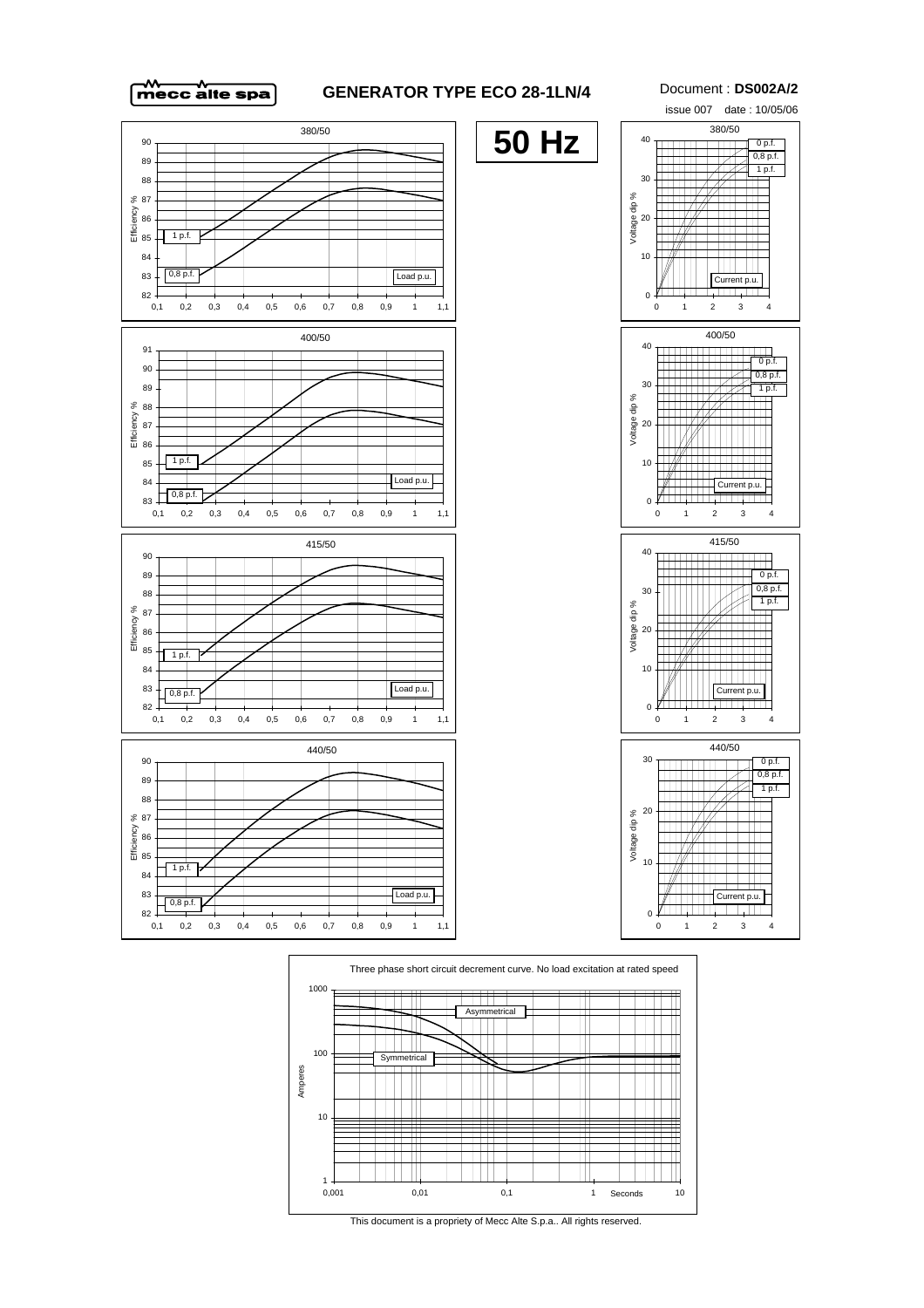mecc alte spa

# GENERATOR TYPE ECO 28-1LN/4

Document : **DS002A/2**

issue 007 date : 10/05/06

**50 Hz**

380/50

Efficiency % — 1 p.f., 0,8 p.f. — Load p.u.

380/50

Voltage dip % — 0 p.f., 0,8 p.f., 1 p.f. — Current p.u.

400/50

Efficiency % — 1 p.f., 0,8 p.f. — Load p.u.

400/50

Voltage dip % — 0 p.f., 0,8 p.f., 1 p.f. — Current p.u.

415/50

Efficiency % — 1 p.f., 0,8 p.f. — Load p.u.

415/50

Voltage dip % — 0 p.f., 0,8 p.f., 1 p.f. — Current p.u.

440/50

Efficiency % — 1 p.f., 0,8 p.f. — Load p.u.

440/50

Voltage dip % — 0 p.f., 0,8 p.f., 1 p.f. — Current p.u.

Three phase short circuit decrement curve. No load excitation at rated speed

Amperes — Asymmetrical, Symmetrical — Seconds

This document is a propriety of Mecc Alte S.p.a.. All rights reserved.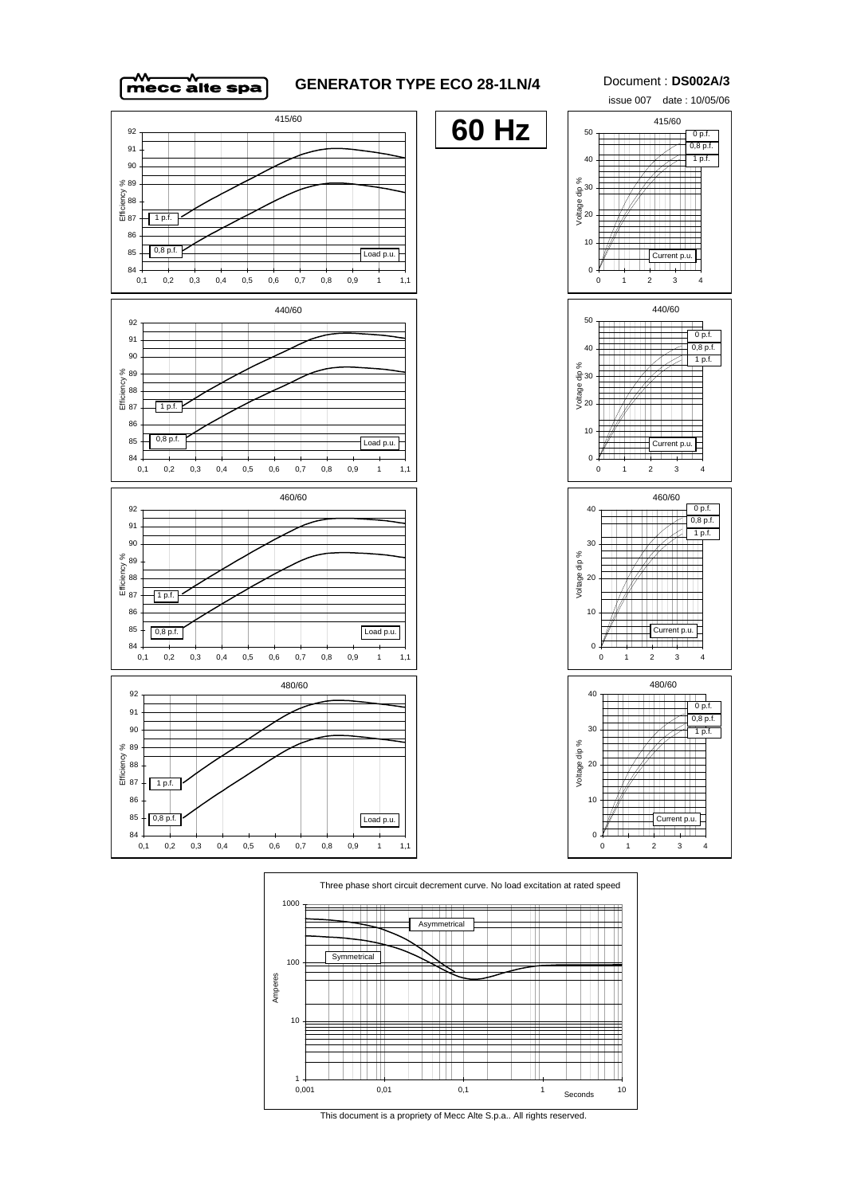# GENERATOR TYPE ECO 28-1LN/4

Document : **DS002A/3**

issue 007 date : 10/05/06

## 60 Hz

415/60

Efficiency %

1 p.f.

0,8 p.f.

Load p.u.

440/60

Efficiency %

1 p.f.

0,8 p.f.

Load p.u.

460/60

Efficiency %

1 p.f.

0,8 p.f.

Load p.u.

480/60

Efficiency %

1 p.f.

0,8 p.f.

Load p.u.

415/60

Voltage dip %

0 p.f.

0,8 p.f.

1 p.f.

Current p.u.

440/60

Voltage dip %

0 p.f.

0,8 p.f.

1 p.f.

Current p.u.

460/60

Voltage dip %

0 p.f.

0,8 p.f.

1 p.f.

Current p.u.

480/60

Voltage dip %

0 p.f.

0,8 p.f.

1 p.f.

Current p.u.

Three phase short circuit decrement curve. No load excitation at rated speed

Asymmetrical

Symmetrical

Amperes

Seconds

This document is a propriety of Mecc Alte S.p.a.. All rights reserved.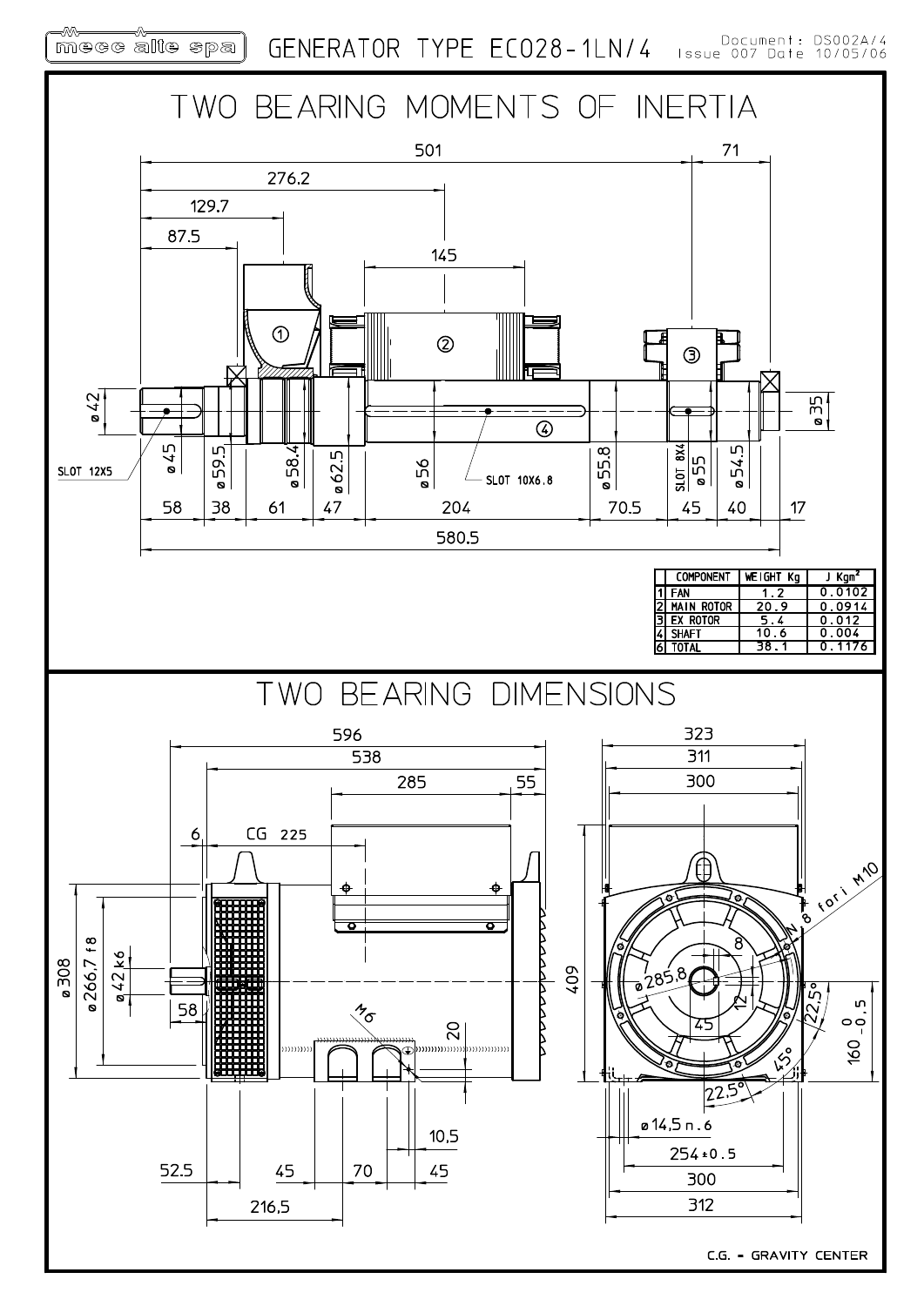mecc alte spa — GENERATOR TYPE ECO28-1LN/4

Document: DS002A/4 Issue 007 Date 10/05/06

# TWO BEARING MOMENTS OF INERTIA

| | COMPONENT | WEIGHT Kg | J Kgm² |
|---|---|---|---|
| 1 | FAN | 1.2 | 0.0102 |
| 2 | MAIN ROTOR | 20.9 | 0.0914 |
| 3 | EX ROTOR | 5.4 | 0.012 |
| 4 | SHAFT | 10.6 | 0.004 |
| 6 | TOTAL | 38.1 | 0.1176 |

# TWO BEARING DIMENSIONS

C.G. = GRAVITY CENTER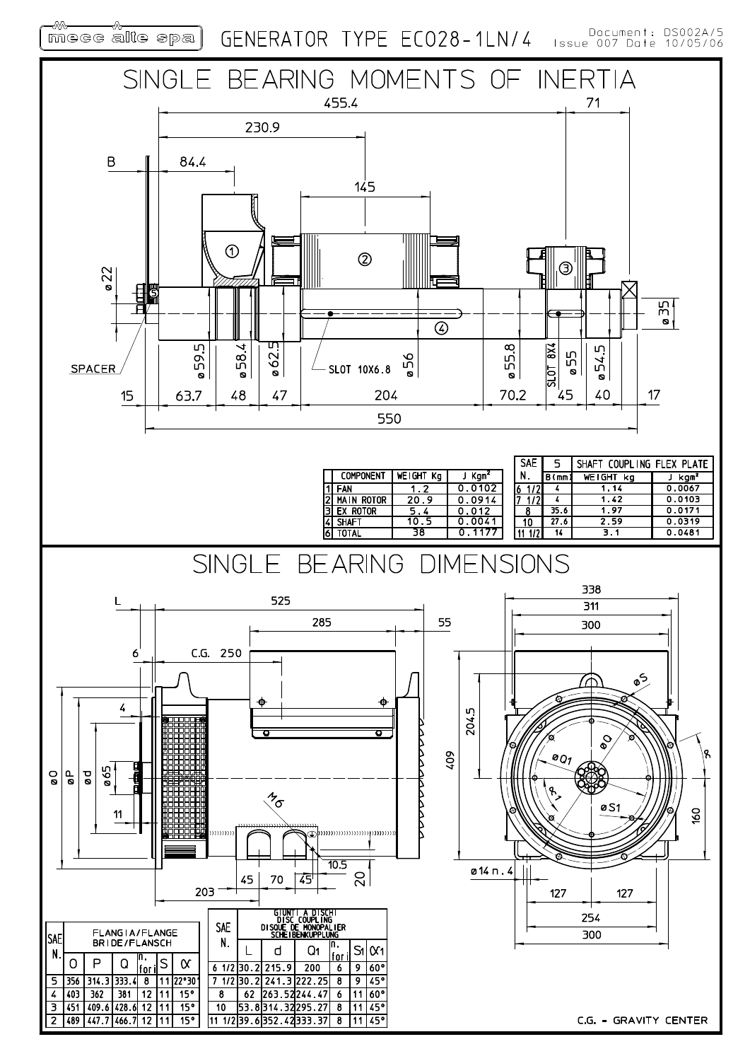mecc alte spa

# GENERATOR TYPE ECO28-1LN/4

Document: DS002A/5
Issue 007 Date 10/05/06

## SINGLE BEARING MOMENTS OF INERTIA

455.4
71
230.9
B
84.4
145
ø22
SPACER
ø59.5
ø58.4
ø62.5
SLOT 10X6.8
ø56
ø55.8
SLOT 8X4
ø55
ø54.5
ø35
15
63.7
48
47
204
70.2
45
40
17
550

| | COMPONENT | WEIGHT Kg | J Kgm² |
|---|---|---|---|
| 1 | FAN | 1.2 | 0.0102 |
| 2 | MAIN ROTOR | 20.9 | 0.0914 |
| 3 | EX ROTOR | 5.4 | 0.012 |
| 4 | SHAFT | 10.5 | 0.0041 |
| 6 | TOTAL | 38 | 0.1177 |

| SAE N. | 5 | SHAFT COUPLING FLEX PLATE | |
|---|---|---|---|
| | B(mm) | WEIGHT kg | J kgm² |
| 6 1/2 | 4 | 1.14 | 0.0067 |
| 7 1/2 | 4 | 1.42 | 0.0103 |
| 8 | 35.6 | 1.97 | 0.0171 |
| 10 | 27.6 | 2.59 | 0.0319 |
| 11 1/2 | 14 | 3.1 | 0.0481 |

## SINGLE BEARING DIMENSIONS

L
525
285
55
6
C.G. 250
4
øO
øP
ød
ø65
11
M6
10.5
20
45
70
45
203
338
311
300
204.5
409
øS
øQ
øQ1
α
α1
øS1
ø14 n.4
160
127
127
254
300

| SAE N. | FLANGIA/FLANGE BRIDE/FLANSCH | | | | | |
|---|---|---|---|---|---|---|
| | O | P | Q | n. fori | S | α |
| 5 | 356 | 314.3 | 333.4 | 8 | 11 | 22°30' |
| 4 | 403 | 362 | 381 | 12 | 11 | 15° |
| 3 | 451 | 409.6 | 428.6 | 12 | 11 | 15° |
| 2 | 489 | 447.7 | 466.7 | 12 | 11 | 15° |

| SAE N. | GIUNTI A DISCHI DISC COUPLING DISQUE DE MONOPALIER SCHEIBENKUPPLUNG | | | | | |
|---|---|---|---|---|---|---|
| | L | d | Q1 | n. fori | S1 | α1 |
| 6 1/2 | 30.2 | 215.9 | 200 | 6 | 9 | 60° |
| 7 1/2 | 30.2 | 241.3 | 222.25 | 8 | 9 | 45° |
| 8 | 62 | 263.52 | 244.47 | 6 | 11 | 60° |
| 10 | 53.8 | 314.32 | 295.27 | 8 | 11 | 45° |
| 11 1/2 | 39.6 | 352.42 | 333.37 | 8 | 11 | 45° |

C.G. = GRAVITY CENTER